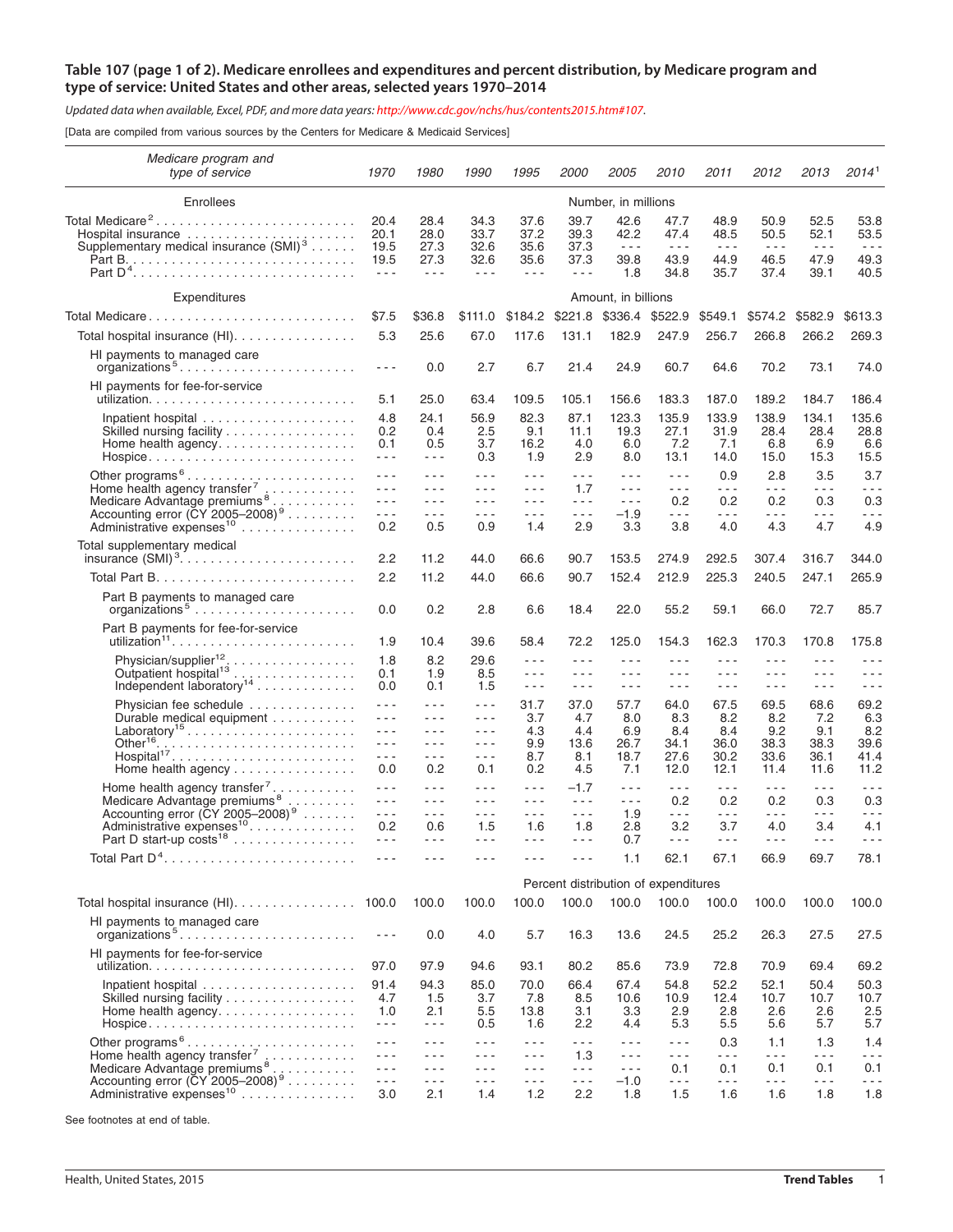# Table 107 (page 1 of 2). Medicare enrollees and expenditures and percent distribution, by Medicare program and type of service: United States and other areas, selected years 1970–2014

*Updated data when available, Excel, PDF, and more data years: http://www.cdc.gov/nchs/hus/contents2015.htm#107.*

[Data are compiled from various sources by the Centers for Medicare & Medicaid Services]

| Medicare program and type of service | 1970 | 1980 | 1990 | 1995 | 2000 | 2005 | 2010 | 2011 | 2012 | 2013 | 2014[1] |
|---|---|---|---|---|---|---|---|---|---|---|---|
| **Enrollees** | Number, in millions | | | | | | | | | | |
| Total Medicare[2] | 20.4 | 28.4 | 34.3 | 37.6 | 39.7 | 42.6 | 47.7 | 48.9 | 50.9 | 52.5 | 53.8 |
| Hospital insurance | 20.1 | 28.0 | 33.7 | 37.2 | 39.3 | 42.2 | 47.4 | 48.5 | 50.5 | 52.1 | 53.5 |
| Supplementary medical insurance (SMI)[3] | 19.5 | 27.3 | 32.6 | 35.6 | 37.3 | - - - | - - - | - - - | - - - | - - - | - - - |
| Part B | 19.5 | 27.3 | 32.6 | 35.6 | 37.3 | 39.8 | 43.9 | 44.9 | 46.5 | 47.9 | 49.3 |
| Part D[4] | - - - | - - - | - - - | - - - | - - - | 1.8 | 34.8 | 35.7 | 37.4 | 39.1 | 40.5 |
| **Expenditures** | Amount, in billions | | | | | | | | | | |
| Total Medicare | $7.5 | $36.8 | $111.0 | $184.2 | $221.8 | $336.4 | $522.9 | $549.1 | $574.2 | $582.9 | $613.3 |
| Total hospital insurance (HI) | 5.3 | 25.6 | 67.0 | 117.6 | 131.1 | 182.9 | 247.9 | 256.7 | 266.8 | 266.2 | 269.3 |
| HI payments to managed care organizations[5] | - - - | 0.0 | 2.7 | 6.7 | 21.4 | 24.9 | 60.7 | 64.6 | 70.2 | 73.1 | 74.0 |
| HI payments for fee-for-service utilization | 5.1 | 25.0 | 63.4 | 109.5 | 105.1 | 156.6 | 183.3 | 187.0 | 189.2 | 184.7 | 186.4 |
| Inpatient hospital | 4.8 | 24.1 | 56.9 | 82.3 | 87.1 | 123.3 | 135.9 | 133.9 | 138.9 | 134.1 | 135.6 |
| Skilled nursing facility | 0.2 | 0.4 | 2.5 | 9.1 | 11.1 | 19.3 | 27.1 | 31.9 | 28.4 | 28.4 | 28.8 |
| Home health agency | 0.1 | 0.5 | 3.7 | 16.2 | 4.0 | 6.0 | 7.2 | 7.1 | 6.8 | 6.9 | 6.6 |
| Hospice | - - - | - - - | 0.3 | 1.9 | 2.9 | 8.0 | 13.1 | 14.0 | 15.0 | 15.3 | 15.5 |
| Other programs[6] | - - - | - - - | - - - | - - - | - - - | - - - | - - - | 0.9 | 2.8 | 3.5 | 3.7 |
| Home health agency transfer[7] | - - - | - - - | - - - | - - - | 1.7 | - - - | - - - | - - - | - - - | - - - | - - - |
| Medicare Advantage premiums[8] | - - - | - - - | - - - | - - - | - - - | - - - | 0.2 | 0.2 | 0.2 | 0.3 | 0.3 |
| Accounting error (CY 2005–2008)[9] | - - - | - - - | - - - | - - - | - - - | –1.9 | - - - | - - - | - - - | - - - | - - - |
| Administrative expenses[10] | 0.2 | 0.5 | 0.9 | 1.4 | 2.9 | 3.3 | 3.8 | 4.0 | 4.3 | 4.7 | 4.9 |
| Total supplementary medical insurance (SMI)[3] | 2.2 | 11.2 | 44.0 | 66.6 | 90.7 | 153.5 | 274.9 | 292.5 | 307.4 | 316.7 | 344.0 |
| Total Part B | 2.2 | 11.2 | 44.0 | 66.6 | 90.7 | 152.4 | 212.9 | 225.3 | 240.5 | 247.1 | 265.9 |
| Part B payments to managed care organizations[5] | 0.0 | 0.2 | 2.8 | 6.6 | 18.4 | 22.0 | 55.2 | 59.1 | 66.0 | 72.7 | 85.7 |
| Part B payments for fee-for-service utilization[11] | 1.9 | 10.4 | 39.6 | 58.4 | 72.2 | 125.0 | 154.3 | 162.3 | 170.3 | 170.8 | 175.8 |
| Physician/supplier[12] | 1.8 | 8.2 | 29.6 | - - - | - - - | - - - | - - - | - - - | - - - | - - - | - - - |
| Outpatient hospital[13] | 0.1 | 1.9 | 8.5 | - - - | - - - | - - - | - - - | - - - | - - - | - - - | - - - |
| Independent laboratory[14] | 0.0 | 0.1 | 1.5 | - - - | - - - | - - - | - - - | - - - | - - - | - - - | - - - |
| Physician fee schedule | - - - | - - - | - - - | 31.7 | 37.0 | 57.7 | 64.0 | 67.5 | 69.5 | 68.6 | 69.2 |
| Durable medical equipment | - - - | - - - | - - - | 3.7 | 4.7 | 8.0 | 8.3 | 8.2 | 8.2 | 7.2 | 6.3 |
| Laboratory[15] | - - - | - - - | - - - | 4.3 | 4.4 | 6.9 | 8.4 | 8.4 | 9.2 | 9.1 | 8.2 |
| Other[16] | - - - | - - - | - - - | 9.9 | 13.6 | 26.7 | 34.1 | 36.0 | 38.3 | 38.3 | 39.6 |
| Hospital[17] | - - - | - - - | - - - | 8.7 | 8.1 | 18.7 | 27.6 | 30.2 | 33.6 | 36.1 | 41.4 |
| Home health agency | 0.0 | 0.2 | 0.1 | 0.2 | 4.5 | 7.1 | 12.0 | 12.1 | 11.4 | 11.6 | 11.2 |
| Home health agency transfer[7] | - - - | - - - | - - - | - - - | –1.7 | - - - | - - - | - - - | - - - | - - - | - - - |
| Medicare Advantage premiums[8] | - - - | - - - | - - - | - - - | - - - | - - - | 0.2 | 0.2 | 0.2 | 0.3 | 0.3 |
| Accounting error (CY 2005–2008)[9] | - - - | - - - | - - - | - - - | - - - | 1.9 | - - - | - - - | - - - | - - - | - - - |
| Administrative expenses[10] | 0.2 | 0.6 | 1.5 | 1.6 | 1.8 | 2.8 | 3.2 | 3.7 | 4.0 | 3.4 | 4.1 |
| Part D start-up costs[18] | - - - | - - - | - - - | - - - | - - - | 0.7 | - - - | - - - | - - - | - - - | - - - |
| Total Part D[4] | - - - | - - - | - - - | - - - | - - - | 1.1 | 62.1 | 67.1 | 66.9 | 69.7 | 78.1 |
| | Percent distribution of expenditures | | | | | | | | | | |
| Total hospital insurance (HI) | 100.0 | 100.0 | 100.0 | 100.0 | 100.0 | 100.0 | 100.0 | 100.0 | 100.0 | 100.0 | 100.0 |
| HI payments to managed care organizations[5] | - - - | 0.0 | 4.0 | 5.7 | 16.3 | 13.6 | 24.5 | 25.2 | 26.3 | 27.5 | 27.5 |
| HI payments for fee-for-service utilization | 97.0 | 97.9 | 94.6 | 93.1 | 80.2 | 85.6 | 73.9 | 72.8 | 70.9 | 69.4 | 69.2 |
| Inpatient hospital | 91.4 | 94.3 | 85.0 | 70.0 | 66.4 | 67.4 | 54.8 | 52.2 | 52.1 | 50.4 | 50.3 |
| Skilled nursing facility | 4.7 | 1.5 | 3.7 | 7.8 | 8.5 | 10.6 | 10.9 | 12.4 | 10.7 | 10.7 | 10.7 |
| Home health agency | 1.0 | 2.1 | 5.5 | 13.8 | 3.1 | 3.3 | 2.9 | 2.8 | 2.6 | 2.6 | 2.5 |
| Hospice | - - - | - - - | 0.5 | 1.6 | 2.2 | 4.4 | 5.3 | 5.5 | 5.6 | 5.7 | 5.7 |
| Other programs[6] | - - - | - - - | - - - | - - - | - - - | - - - | - - - | 0.3 | 1.1 | 1.3 | 1.4 |
| Home health agency transfer[7] | - - - | - - - | - - - | - - - | 1.3 | - - - | - - - | - - - | - - - | - - - | - - - |
| Medicare Advantage premiums[8] | - - - | - - - | - - - | - - - | - - - | - - - | 0.1 | 0.1 | 0.1 | 0.1 | 0.1 |
| Accounting error (CY 2005–2008)[9] | - - - | - - - | - - - | - - - | - - - | –1.0 | - - - | - - - | - - - | - - - | - - - |
| Administrative expenses[10] | 3.0 | 2.1 | 1.4 | 1.2 | 2.2 | 1.8 | 1.5 | 1.6 | 1.6 | 1.8 | 1.8 |

See footnotes at end of table.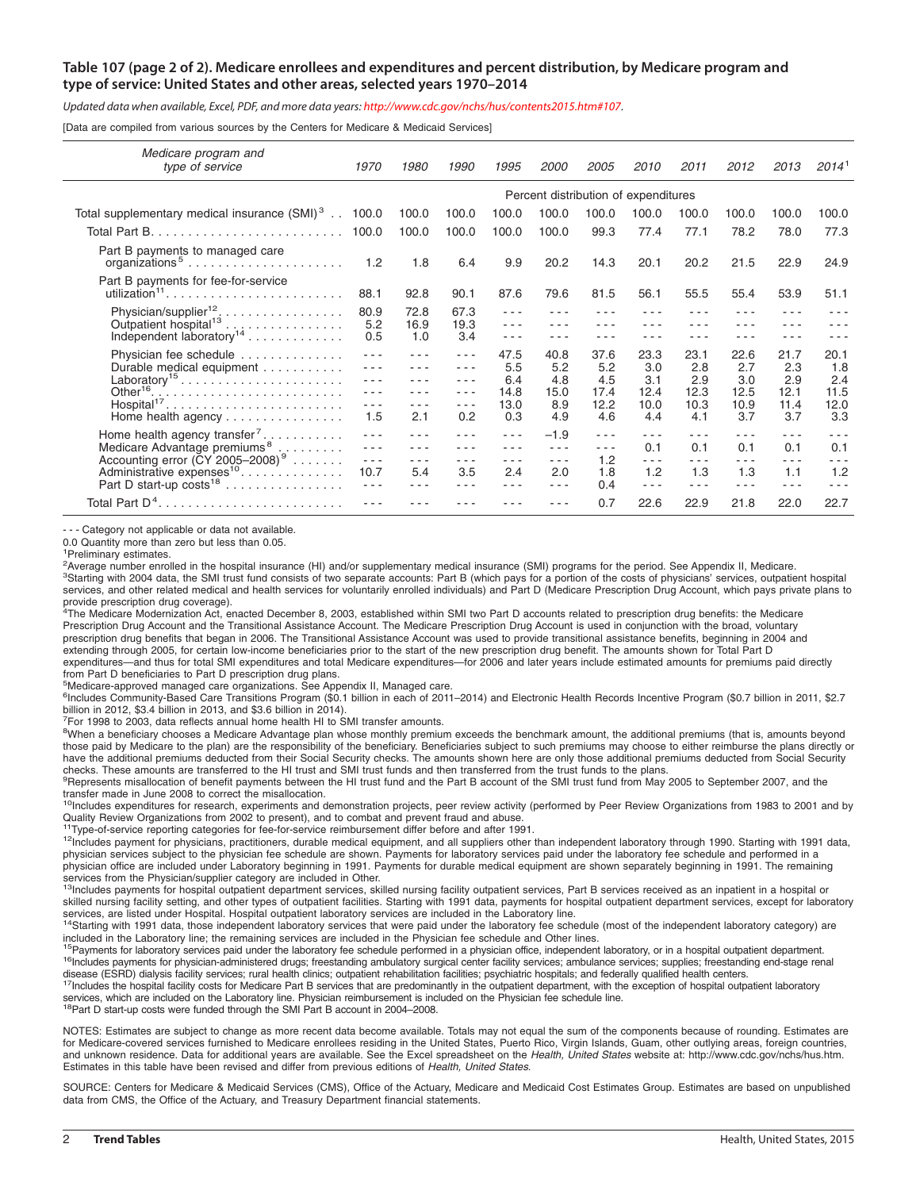## Table 107 (page 2 of 2). Medicare enrollees and expenditures and percent distribution, by Medicare program and type of service: United States and other areas, selected years 1970–2014

*Updated data when available, Excel, PDF, and more data years: http://www.cdc.gov/nchs/hus/contents2015.htm#107.*

[Data are compiled from various sources by the Centers for Medicare & Medicaid Services]

| *Medicare program and type of service* | *1970* | *1980* | *1990* | *1995* | *2000* | *2005* | *2010* | *2011* | *2012* | *2013* | *2014*[1] |
|---|---|---|---|---|---|---|---|---|---|---|---|
| | Percent distribution of expenditures | | | | | | | | | | |
| Total supplementary medical insurance (SMI)[3] | 100.0 | 100.0 | 100.0 | 100.0 | 100.0 | 100.0 | 100.0 | 100.0 | 100.0 | 100.0 | 100.0 |
| Total Part B | 100.0 | 100.0 | 100.0 | 100.0 | 100.0 | 99.3 | 77.4 | 77.1 | 78.2 | 78.0 | 77.3 |
| Part B payments to managed care organizations[5] | 1.2 | 1.8 | 6.4 | 9.9 | 20.2 | 14.3 | 20.1 | 20.2 | 21.5 | 22.9 | 24.9 |
| Part B payments for fee-for-service utilization[11] | 88.1 | 92.8 | 90.1 | 87.6 | 79.6 | 81.5 | 56.1 | 55.5 | 55.4 | 53.9 | 51.1 |
| Physician/supplier[12] | 80.9 | 72.8 | 67.3 | --- | --- | --- | --- | --- | --- | --- | --- |
| Outpatient hospital[13] | 5.2 | 16.9 | 19.3 | --- | --- | --- | --- | --- | --- | --- | --- |
| Independent laboratory[14] | 0.5 | 1.0 | 3.4 | --- | --- | --- | --- | --- | --- | --- | --- |
| Physician fee schedule | --- | --- | --- | 47.5 | 40.8 | 37.6 | 23.3 | 23.1 | 22.6 | 21.7 | 20.1 |
| Durable medical equipment | --- | --- | --- | 5.5 | 5.2 | 5.2 | 3.0 | 2.8 | 2.7 | 2.3 | 1.8 |
| Laboratory[15] | --- | --- | --- | 6.4 | 4.8 | 4.5 | 3.1 | 2.9 | 3.0 | 2.9 | 2.4 |
| Other[16] | --- | --- | --- | 14.8 | 15.0 | 17.4 | 12.4 | 12.3 | 12.5 | 12.1 | 11.5 |
| Hospital[17] | --- | --- | --- | 13.0 | 8.9 | 12.2 | 10.0 | 10.3 | 10.9 | 11.4 | 12.0 |
| Home health agency | 1.5 | 2.1 | 0.2 | 0.3 | 4.9 | 4.6 | 4.4 | 4.1 | 3.7 | 3.7 | 3.3 |
| Home health agency transfer[7] | --- | --- | --- | --- | −1.9 | --- | --- | --- | --- | --- | --- |
| Medicare Advantage premiums[8] | --- | --- | --- | --- | --- | --- | 0.1 | 0.1 | 0.1 | 0.1 | 0.1 |
| Accounting error (CY 2005–2008)[9] | --- | --- | --- | --- | --- | 1.2 | --- | --- | --- | --- | --- |
| Administrative expenses[10] | 10.7 | 5.4 | 3.5 | 2.4 | 2.0 | 1.8 | 1.2 | 1.3 | 1.3 | 1.1 | 1.2 |
| Part D start-up costs[18] | --- | --- | --- | --- | --- | 0.4 | --- | --- | --- | --- | --- |
| Total Part D[4] | --- | --- | --- | --- | --- | 0.7 | 22.6 | 22.9 | 21.8 | 22.0 | 22.7 |

- - - Category not applicable or data not available.
0.0 Quantity more than zero but less than 0.05.
[1]Preliminary estimates.
[2]Average number enrolled in the hospital insurance (HI) and/or supplementary medical insurance (SMI) programs for the period. See Appendix II, Medicare.
[3]Starting with 2004 data, the SMI trust fund consists of two separate accounts: Part B (which pays for a portion of the costs of physicians' services, outpatient hospital services, and other related medical and health services for voluntarily enrolled individuals) and Part D (Medicare Prescription Drug Account, which pays private plans to provide prescription drug coverage).
[4]The Medicare Modernization Act, enacted December 8, 2003, established within SMI two Part D accounts related to prescription drug benefits: the Medicare Prescription Drug Account and the Transitional Assistance Account. The Medicare Prescription Drug Account is used in conjunction with the broad, voluntary prescription drug benefits that began in 2006. The Transitional Assistance Account was used to provide transitional assistance benefits, beginning in 2004 and extending through 2005, for certain low-income beneficiaries prior to the start of the new prescription drug benefit. The amounts shown for Total Part D expenditures—and thus for total SMI expenditures and total Medicare expenditures—for 2006 and later years include estimated amounts for premiums paid directly from Part D beneficiaries to Part D prescription drug plans.
[5]Medicare-approved managed care organizations. See Appendix II, Managed care.
[6]Includes Community-Based Care Transitions Program ($0.1 billion in each of 2011–2014) and Electronic Health Records Incentive Program ($0.7 billion in 2011, $2.7 billion in 2012, $3.4 billion in 2013, and $3.6 billion in 2014).
[7]For 1998 to 2003, data reflects annual home health HI to SMI transfer amounts.
[8]When a beneficiary chooses a Medicare Advantage plan whose monthly premium exceeds the benchmark amount, the additional premiums (that is, amounts beyond those paid by Medicare to the plan) are the responsibility of the beneficiary. Beneficiaries subject to such premiums may choose to either reimburse the plans directly or have the additional premiums deducted from their Social Security checks. The amounts shown here are only those additional premiums deducted from Social Security checks. These amounts are transferred to the HI trust and SMI trust funds and then transferred from the trust funds to the plans.
[9]Represents misallocation of benefit payments between the HI trust fund and the Part B account of the SMI trust fund from May 2005 to September 2007, and the transfer made in June 2008 to correct the misallocation.
[10]Includes expenditures for research, experiments and demonstration projects, peer review activity (performed by Peer Review Organizations from 1983 to 2001 and by Quality Review Organizations from 2002 to present), and to combat and prevent fraud and abuse.
[11]Type-of-service reporting categories for fee-for-service reimbursement differ before and after 1991.
[12]Includes payment for physicians, practitioners, durable medical equipment, and all suppliers other than independent laboratory through 1990. Starting with 1991 data, physician services subject to the physician fee schedule are shown. Payments for laboratory services paid under the laboratory fee schedule and performed in a physician office are included under Laboratory beginning in 1991. Payments for durable medical equipment are shown separately beginning in 1991. The remaining services from the Physician/supplier category are included in Other.
[13]Includes payments for hospital outpatient department services, skilled nursing facility outpatient services, Part B services received as an inpatient in a hospital or skilled nursing facility setting, and other types of outpatient facilities. Starting with 1991 data, payments for hospital outpatient department services, except for laboratory services, are listed under Hospital. Hospital outpatient laboratory services are included in the Laboratory line.
[14]Starting with 1991 data, those independent laboratory services that were paid under the laboratory fee schedule (most of the independent laboratory category) are included in the Laboratory line; the remaining services are included in the Physician fee schedule and Other lines.
[15]Payments for laboratory services paid under the laboratory fee schedule performed in a physician office, independent laboratory, or in a hospital outpatient department.
[16]Includes payments for physician-administered drugs; freestanding ambulatory surgical center facility services; ambulance services; supplies; freestanding end-stage renal disease (ESRD) dialysis facility services; rural health clinics; outpatient rehabilitation facilities; psychiatric hospitals; and federally qualified health centers.
[17]Includes the hospital facility costs for Medicare Part B services that are predominantly in the outpatient department, with the exception of hospital outpatient laboratory services, which are included on the Laboratory line. Physician reimbursement is included on the Physician fee schedule line.
[18]Part D start-up costs were funded through the SMI Part B account in 2004–2008.

NOTES: Estimates are subject to change as more recent data become available. Totals may not equal the sum of the components because of rounding. Estimates are for Medicare-covered services furnished to Medicare enrollees residing in the United States, Puerto Rico, Virgin Islands, Guam, other outlying areas, foreign countries, and unknown residence. Data for additional years are available. See the Excel spreadsheet on the *Health, United States* website at: http://www.cdc.gov/nchs/hus.htm. Estimates in this table have been revised and differ from previous editions of *Health, United States*.

SOURCE: Centers for Medicare & Medicaid Services (CMS), Office of the Actuary, Medicare and Medicaid Cost Estimates Group. Estimates are based on unpublished data from CMS, the Office of the Actuary, and Treasury Department financial statements.